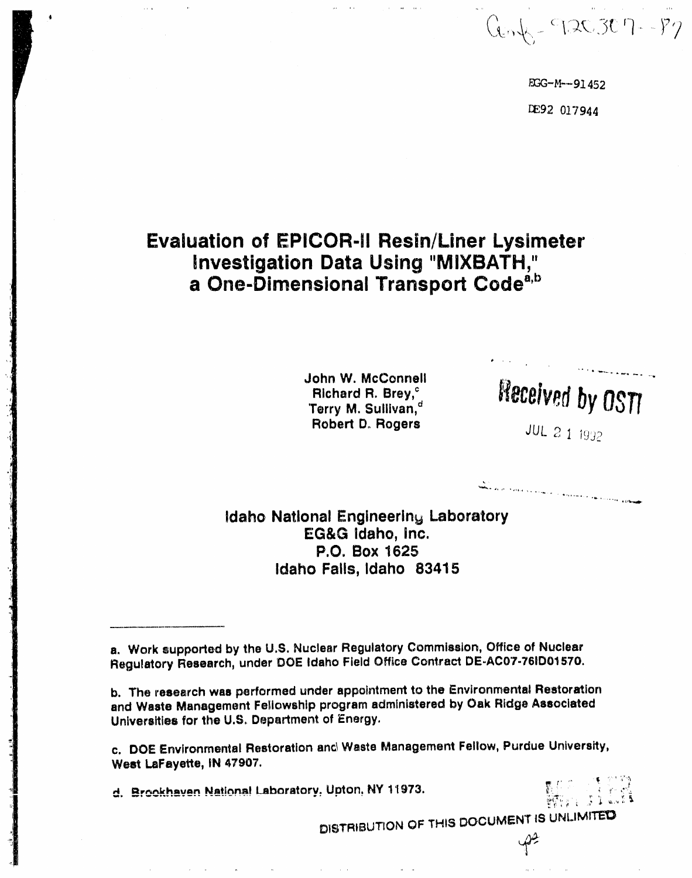Conf-920307--87

EGG-M--91452

DE92 017944

# Evaluation of EPICOR-II Resin/Liner Lysimeter Investigation Data Using "MIXBATH," a One-Dimensional Transport Code[a,b]

John W. McConnell
Richard R. Brey,[c]
Terry M. Sullivan,[d]
Robert D. Rogers

Received by OSTI

JUL 21 1992

Idaho National Engineering Laboratory
EG&G Idaho, Inc.
P.O. Box 1625
Idaho Falls, Idaho 83415

---

a. Work supported by the U.S. Nuclear Regulatory Commission, Office of Nuclear Regulatory Research, under DOE Idaho Field Office Contract DE-AC07-76ID01570.

b. The research was performed under appointment to the Environmental Restoration and Waste Management Fellowship program administered by Oak Ridge Associated Universities for the U.S. Department of Energy.

c. DOE Environmental Restoration and Waste Management Fellow, Purdue University, West LaFayette, IN 47907.

d. Brookhaven National Laboratory, Upton, NY 11973.

DISTRIBUTION OF THIS DOCUMENT IS UNLIMITED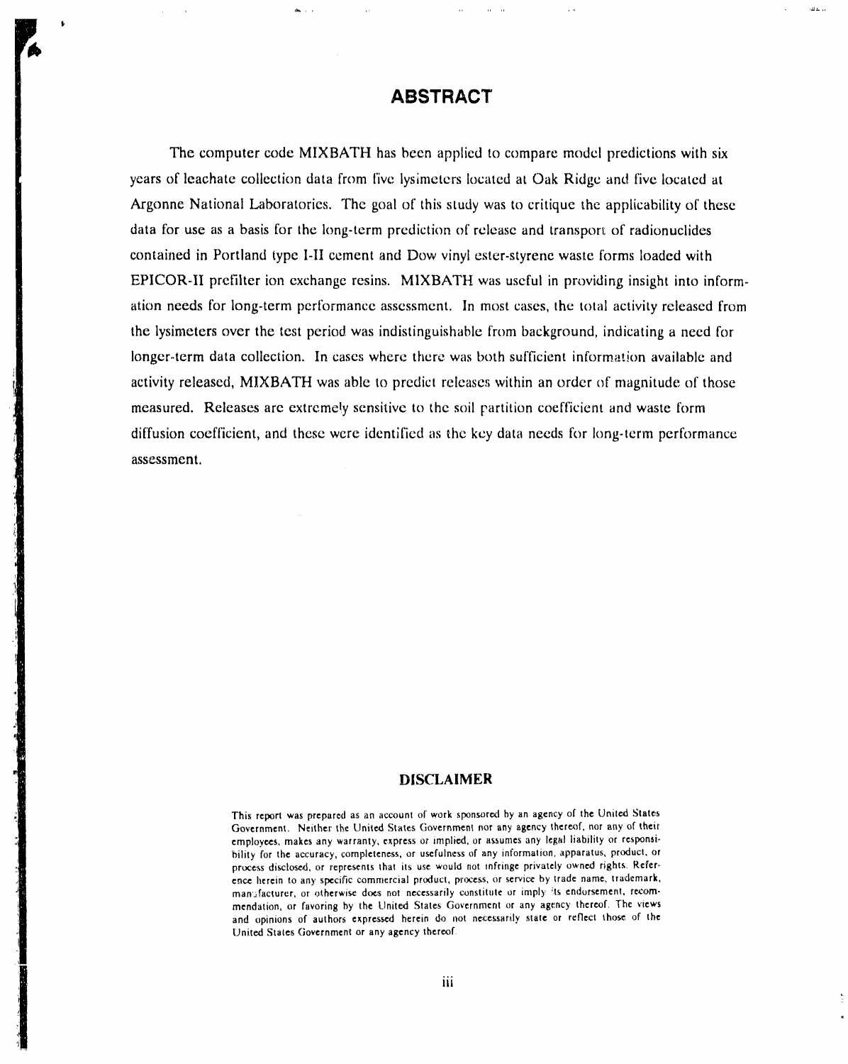## ABSTRACT

The computer code MIXBATH has been applied to compare model predictions with six years of leachate collection data from five lysimeters located at Oak Ridge and five located at Argonne National Laboratories. The goal of this study was to critique the applicability of these data for use as a basis for the long-term prediction of release and transport of radionuclides contained in Portland type I-II cement and Dow vinyl ester-styrene waste forms loaded with EPICOR-II prefilter ion exchange resins. MIXBATH was useful in providing insight into information needs for long-term performance assessment. In most cases, the total activity released from the lysimeters over the test period was indistinguishable from background, indicating a need for longer-term data collection. In cases where there was both sufficient information available and activity released, MIXBATH was able to predict releases within an order of magnitude of those measured. Releases are extremely sensitive to the soil partition coefficient and waste form diffusion coefficient, and these were identified as the key data needs for long-term performance assessment.

### DISCLAIMER

This report was prepared as an account of work sponsored by an agency of the United States Government. Neither the United States Government nor any agency thereof, nor any of their employees, makes any warranty, express or implied, or assumes any legal liability or responsibility for the accuracy, completeness, or usefulness of any information, apparatus, product, or process disclosed, or represents that its use would not infringe privately owned rights. Reference herein to any specific commercial product, process, or service by trade name, trademark, manufacturer, or otherwise does not necessarily constitute or imply its endorsement, recommendation, or favoring by the United States Government or any agency thereof. The views and opinions of authors expressed herein do not necessarily state or reflect those of the United States Government or any agency thereof.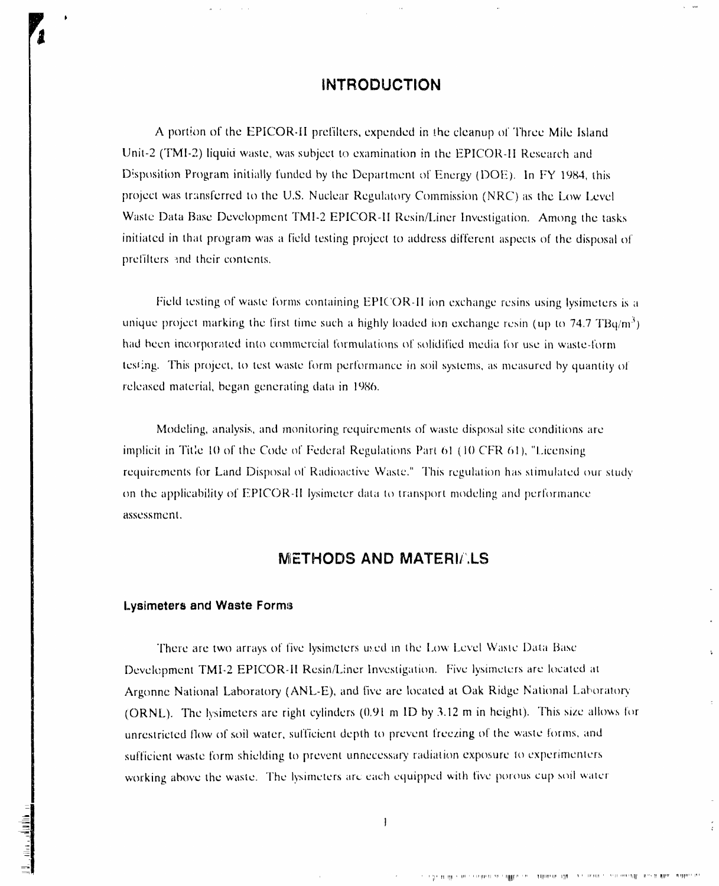# INTRODUCTION

A portion of the EPICOR-II prefilters, expended in the cleanup of Three Mile Island Unit-2 (TMI-2) liquid waste, was subject to examination in the EPICOR-II Research and Disposition Program initially funded by the Department of Energy (DOE). In FY 1984, this project was transferred to the U.S. Nuclear Regulatory Commission (NRC) as the Low Level Waste Data Base Development TMI-2 EPICOR-II Resin/Liner Investigation. Among the tasks initiated in that program was a field testing project to address different aspects of the disposal of prefilters and their contents.

Field testing of waste forms containing EPICOR-II ion exchange resins using lysimeters is a unique project marking the first time such a highly loaded ion exchange resin (up to 74.7 $TBq/m^3$) had been incorporated into commercial formulations of solidified media for use in waste-form testing. This project, to test waste form performance in soil systems, as measured by quantity of released material, began generating data in 1986.

Modeling, analysis, and monitoring requirements of waste disposal site conditions are implicit in Title 10 of the Code of Federal Regulations Part 61 (10 CFR 61), "Licensing requirements for Land Disposal of Radioactive Waste." This regulation has stimulated our study on the applicability of EPICOR-II lysimeter data to transport modeling and performance assessment.

# METHODS AND MATERIALS

### Lysimeters and Waste Forms

There are two arrays of five lysimeters used in the Low Level Waste Data Base Development TMI-2 EPICOR-II Resin/Liner Investigation. Five lysimeters are located at Argonne National Laboratory (ANL-E), and five are located at Oak Ridge National Laboratory (ORNL). The lysimeters are right cylinders (0.91 m ID by 3.12 m in height). This size allows for unrestricted flow of soil water, sufficient depth to prevent freezing of the waste forms, and sufficient waste form shielding to prevent unnecessary radiation exposure to experimenters working above the waste. The lysimeters are each equipped with five porous cup soil water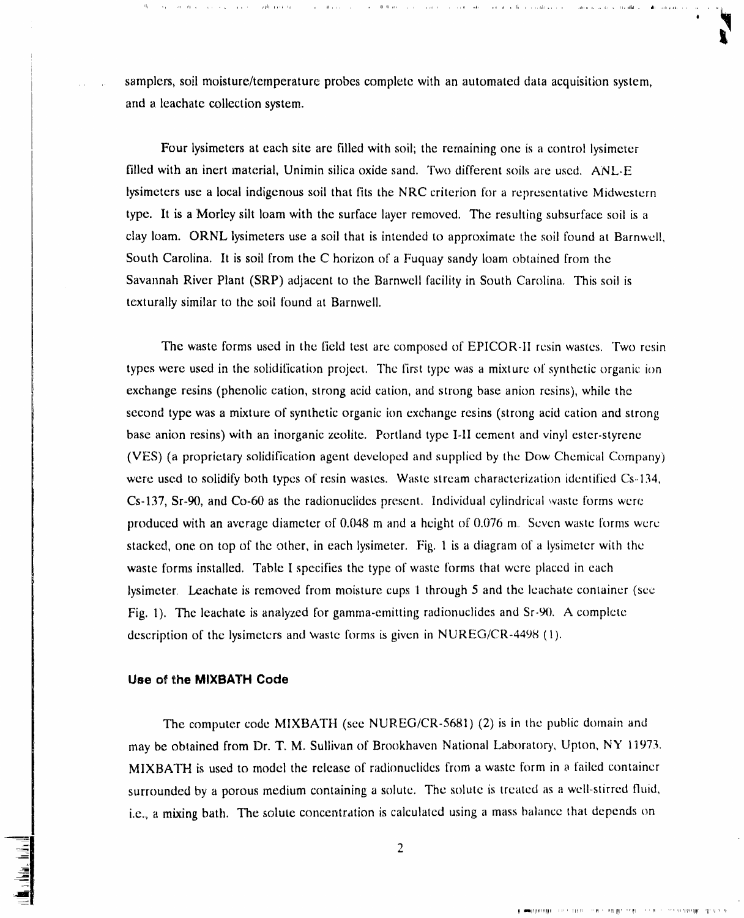samplers, soil moisture/temperature probes complete with an automated data acquisition system, and a leachate collection system.

Four lysimeters at each site are filled with soil; the remaining one is a control lysimeter filled with an inert material, Unimin silica oxide sand. Two different soils are used. ANL-E lysimeters use a local indigenous soil that fits the NRC criterion for a representative Midwestern type. It is a Morley silt loam with the surface layer removed. The resulting subsurface soil is a clay loam. ORNL lysimeters use a soil that is intended to approximate the soil found at Barnwell, South Carolina. It is soil from the C horizon of a Fuquay sandy loam obtained from the Savannah River Plant (SRP) adjacent to the Barnwell facility in South Carolina. This soil is texturally similar to the soil found at Barnwell.

The waste forms used in the field test are composed of EPICOR-II resin wastes. Two resin types were used in the solidification project. The first type was a mixture of synthetic organic ion exchange resins (phenolic cation, strong acid cation, and strong base anion resins), while the second type was a mixture of synthetic organic ion exchange resins (strong acid cation and strong base anion resins) with an inorganic zeolite. Portland type I-II cement and vinyl ester-styrene (VES) (a proprietary solidification agent developed and supplied by the Dow Chemical Company) were used to solidify both types of resin wastes. Waste stream characterization identified Cs-134, Cs-137, Sr-90, and Co-60 as the radionuclides present. Individual cylindrical waste forms were produced with an average diameter of 0.048 m and a height of 0.076 m. Seven waste forms were stacked, one on top of the other, in each lysimeter. Fig. 1 is a diagram of a lysimeter with the waste forms installed. Table I specifies the type of waste forms that were placed in each lysimeter. Leachate is removed from moisture cups 1 through 5 and the leachate container (see Fig. 1). The leachate is analyzed for gamma-emitting radionuclides and Sr-90. A complete description of the lysimeters and waste forms is given in NUREG/CR-4498 (1).

### Use of the MIXBATH Code

The computer code MIXBATH (see NUREG/CR-5681) (2) is in the public domain and may be obtained from Dr. T. M. Sullivan of Brookhaven National Laboratory, Upton, NY 11973. MIXBATH is used to model the release of radionuclides from a waste form in a failed container surrounded by a porous medium containing a solute. The solute is treated as a well-stirred fluid, i.e., a mixing bath. The solute concentration is calculated using a mass balance that depends on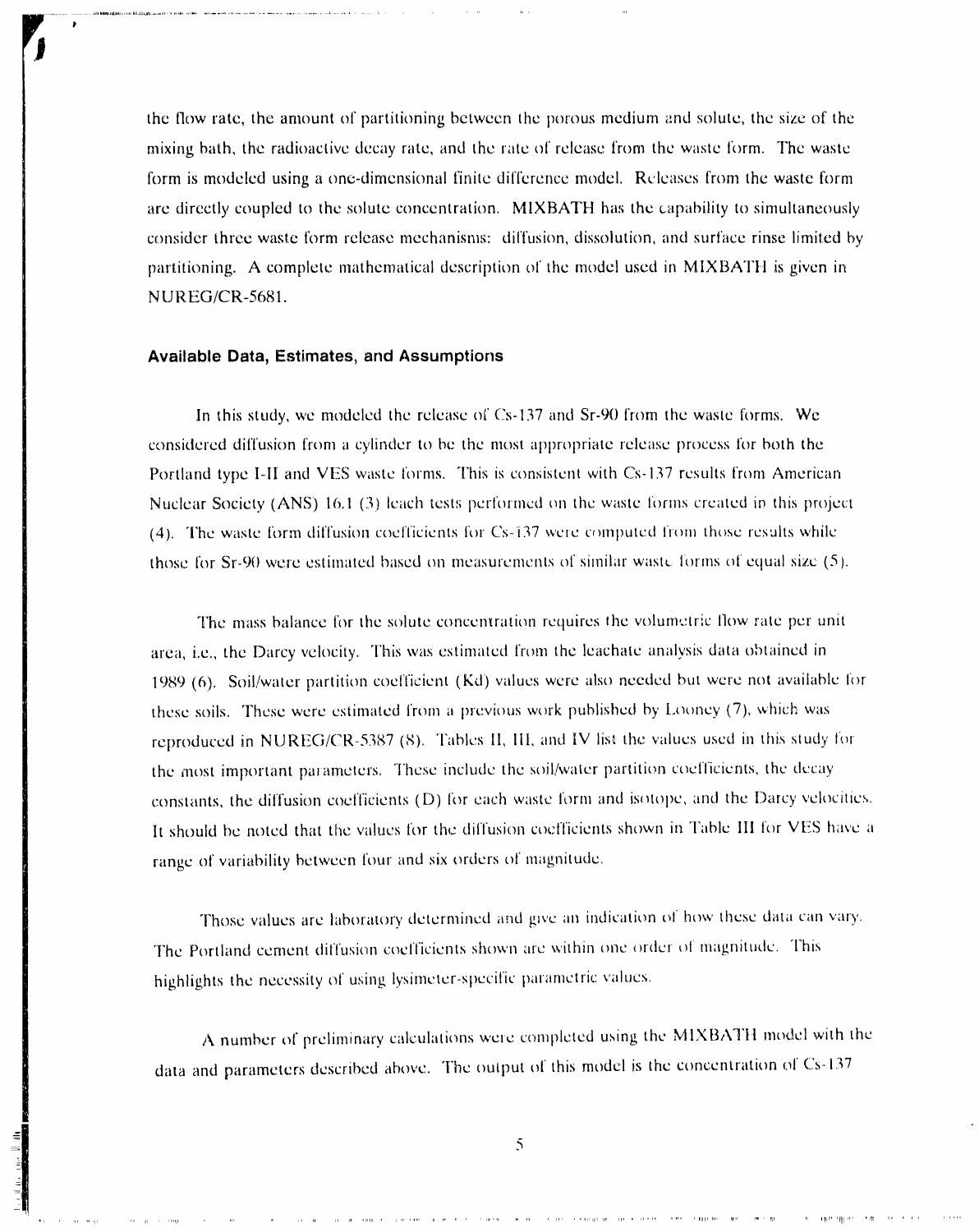the flow rate, the amount of partitioning between the porous medium and solute, the size of the mixing bath, the radioactive decay rate, and the rate of release from the waste form. The waste form is modeled using a one-dimensional finite difference model. Releases from the waste form are directly coupled to the solute concentration. MIXBATH has the capability to simultaneously consider three waste form release mechanisms: diffusion, dissolution, and surface rinse limited by partitioning. A complete mathematical description of the model used in MIXBATH is given in NUREG/CR-5681.

### Available Data, Estimates, and Assumptions

In this study, we modeled the release of Cs-137 and Sr-90 from the waste forms. We considered diffusion from a cylinder to be the most appropriate release process for both the Portland type I-II and VES waste forms. This is consistent with Cs-137 results from American Nuclear Society (ANS) 16.1 (3) leach tests performed on the waste forms created in this project (4). The waste form diffusion coefficients for Cs-137 were computed from those results while those for Sr-90 were estimated based on measurements of similar waste forms of equal size (5).

The mass balance for the solute concentration requires the volumetric flow rate per unit area, i.e., the Darcy velocity. This was estimated from the leachate analysis data obtained in 1989 (6). Soil/water partition coefficient (Kd) values were also needed but were not available for these soils. These were estimated from a previous work published by Looney (7), which was reproduced in NUREG/CR-5387 (8). Tables II, III, and IV list the values used in this study for the most important parameters. These include the soil/water partition coefficients, the decay constants, the diffusion coefficients (D) for each waste form and isotope, and the Darcy velocities. It should be noted that the values for the diffusion coefficients shown in Table III for VES have a range of variability between four and six orders of magnitude.

Those values are laboratory determined and give an indication of how these data can vary. The Portland cement diffusion coefficients shown are within one order of magnitude. This highlights the necessity of using lysimeter-specific parametric values.

A number of preliminary calculations were completed using the MIXBATH model with the data and parameters described above. The output of this model is the concentration of Cs-137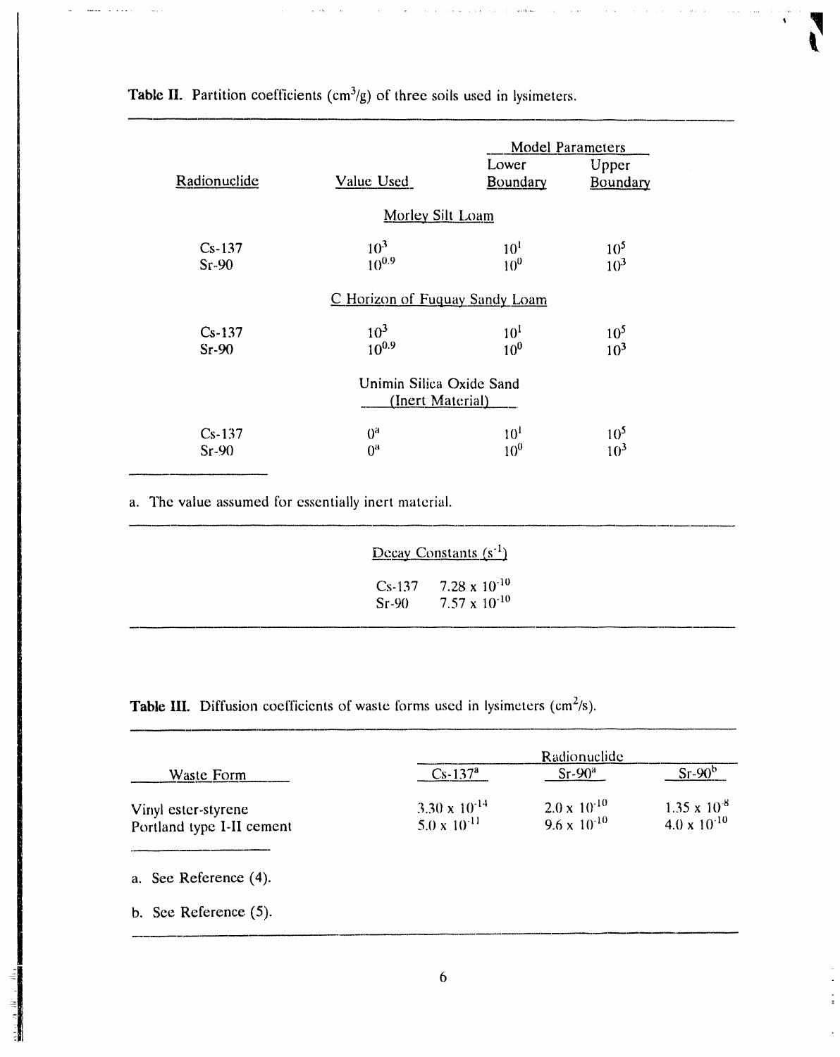**Table II.** Partition coefficients ($cm^3/g$) of three soils used in lysimeters.

| Radionuclide | Value Used | Model Parameters | |
|---|---|---|---|
| | | Lower Boundary | Upper Boundary |
| **Morley Silt Loam** | | | |
| Cs-137 | $10^3$ | $10^1$ | $10^5$ |
| Sr-90 | $10^{0.9}$ | $10^0$ | $10^3$ |
| **C Horizon of Fuquay Sandy Loam** | | | |
| Cs-137 | $10^3$ | $10^1$ | $10^5$ |
| Sr-90 | $10^{0.9}$ | $10^0$ | $10^3$ |
| **Unimin Silica Oxide Sand (Inert Material)** | | | |
| Cs-137 | 0[a] | $10^1$ | $10^5$ |
| Sr-90 | 0[a] | $10^0$ | $10^3$ |

a. The value assumed for essentially inert material.

| Decay Constants ($s^{-1}$) | |
|---|---|
| Cs-137 | $7.28 \times 10^{-10}$ |
| Sr-90 | $7.57 \times 10^{-10}$ |

**Table III.** Diffusion coefficients of waste forms used in lysimeters ($cm^2/s$).

| Waste Form | Radionuclide | | |
|---|---|---|---|
| | Cs-137[a] | Sr-90[a] | Sr-90[b] |
| Vinyl ester-styrene | $3.30 \times 10^{-14}$ | $2.0 \times 10^{-10}$ | $1.35 \times 10^{-8}$ |
| Portland type I-II cement | $5.0 \times 10^{-11}$ | $9.6 \times 10^{-10}$ | $4.0 \times 10^{-10}$ |

a. See Reference (4).

b. See Reference (5).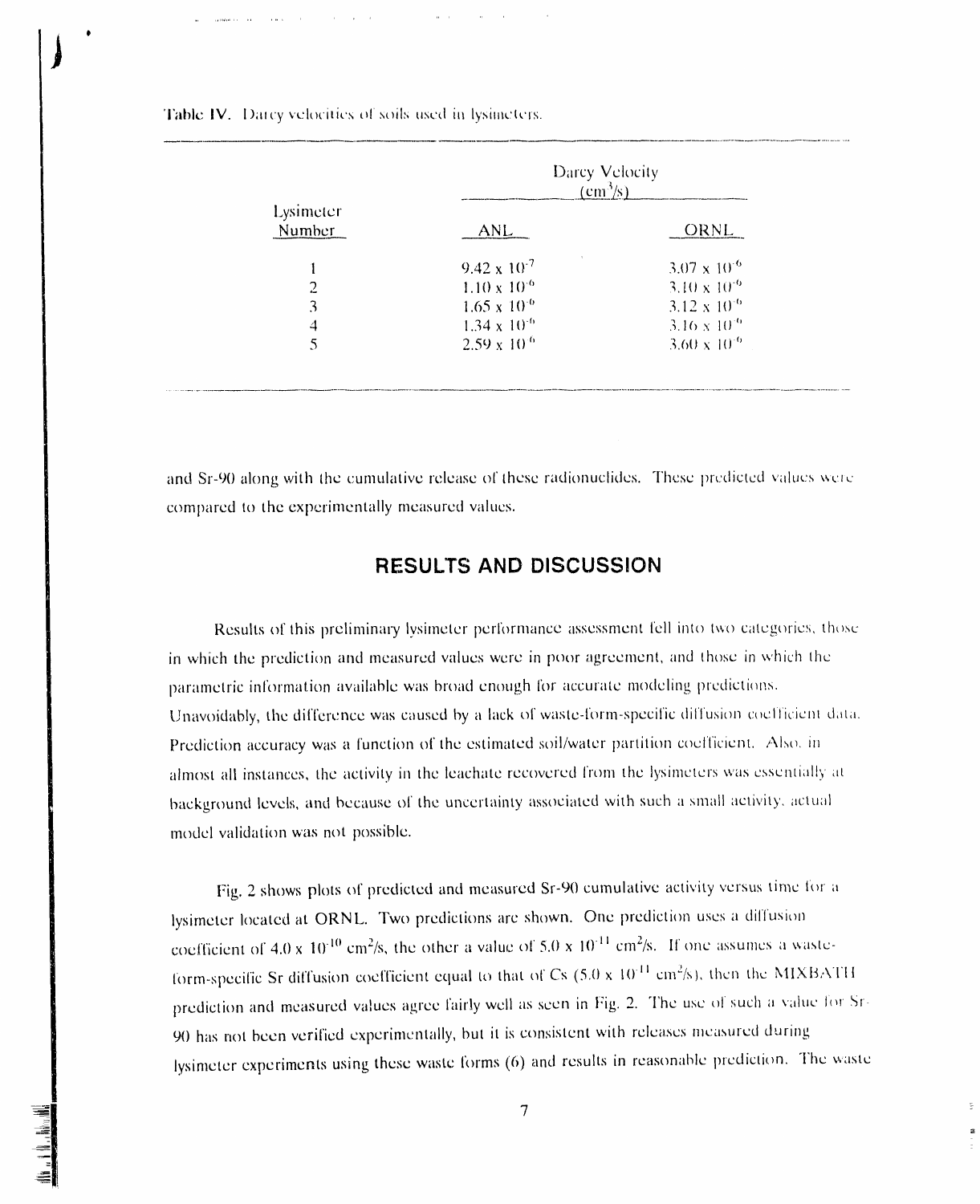Table IV. Darcy velocities of soils used in lysimeters.

| Lysimeter Number | Darcy Velocity ($cm^3/s$) ANL | Darcy Velocity ($cm^3/s$) ORNL |
|---|---|---|
| 1 | $9.42 \times 10^{-7}$ | $3.07 \times 10^{-6}$ |
| 2 | $1.10 \times 10^{-6}$ | $3.10 \times 10^{-6}$ |
| 3 | $1.65 \times 10^{-6}$ | $3.12 \times 10^{-6}$ |
| 4 | $1.34 \times 10^{-6}$ | $3.16 \times 10^{-6}$ |
| 5 | $2.59 \times 10^{-6}$ | $3.60 \times 10^{-6}$ |

and Sr-90 along with the cumulative release of these radionuclides. These predicted values were compared to the experimentally measured values.

## RESULTS AND DISCUSSION

Results of this preliminary lysimeter performance assessment fell into two categories, those in which the prediction and measured values were in poor agreement, and those in which the parametric information available was broad enough for accurate modeling predictions. Unavoidably, the difference was caused by a lack of waste-form-specific diffusion coefficient data. Prediction accuracy was a function of the estimated soil/water partition coefficient. Also, in almost all instances, the activity in the leachate recovered from the lysimeters was essentially at background levels, and because of the uncertainty associated with such a small activity, actual model validation was not possible.

Fig. 2 shows plots of predicted and measured Sr-90 cumulative activity versus time for a lysimeter located at ORNL. Two predictions are shown. One prediction uses a diffusion coefficient of $4.0 \times 10^{-10}$ $cm^2/s$, the other a value of $5.0 \times 10^{-11}$ $cm^2/s$. If one assumes a waste-form-specific Sr diffusion coefficient equal to that of Cs ($5.0 \times 10^{-11}$ $cm^2/s$), then the MIXBATH prediction and measured values agree fairly well as seen in Fig. 2. The use of such a value for Sr-90 has not been verified experimentally, but it is consistent with releases measured during lysimeter experiments using these waste forms (6) and results in reasonable prediction. The waste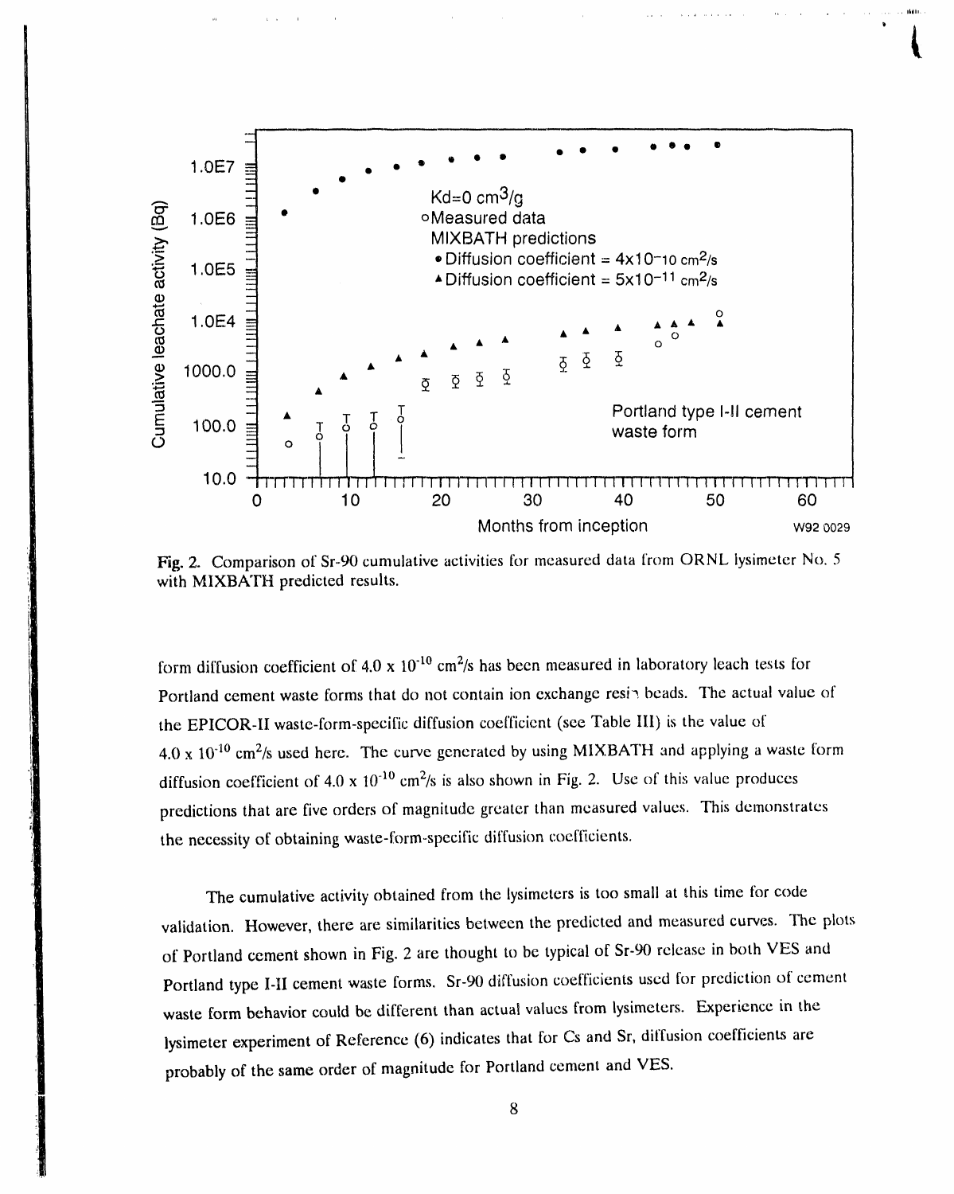**Fig. 2.** Comparison of Sr-90 cumulative activities for measured data from ORNL lysimeter No. 5 with MIXBATH predicted results.

form diffusion coefficient of $4.0 \times 10^{-10}$ cm$^2$/s has been measured in laboratory leach tests for Portland cement waste forms that do not contain ion exchange resin beads. The actual value of the EPICOR-II waste-form-specific diffusion coefficient (see Table III) is the value of $4.0 \times 10^{-10}$ cm$^2$/s used here. The curve generated by using MIXBATH and applying a waste form diffusion coefficient of $4.0 \times 10^{-10}$ cm$^2$/s is also shown in Fig. 2. Use of this value produces predictions that are five orders of magnitude greater than measured values. This demonstrates the necessity of obtaining waste-form-specific diffusion coefficients.

The cumulative activity obtained from the lysimeters is too small at this time for code validation. However, there are similarities between the predicted and measured curves. The plots of Portland cement shown in Fig. 2 are thought to be typical of Sr-90 release in both VES and Portland type I-II cement waste forms. Sr-90 diffusion coefficients used for prediction of cement waste form behavior could be different than actual values from lysimeters. Experience in the lysimeter experiment of Reference (6) indicates that for Cs and Sr, diffusion coefficients are probably of the same order of magnitude for Portland cement and VES.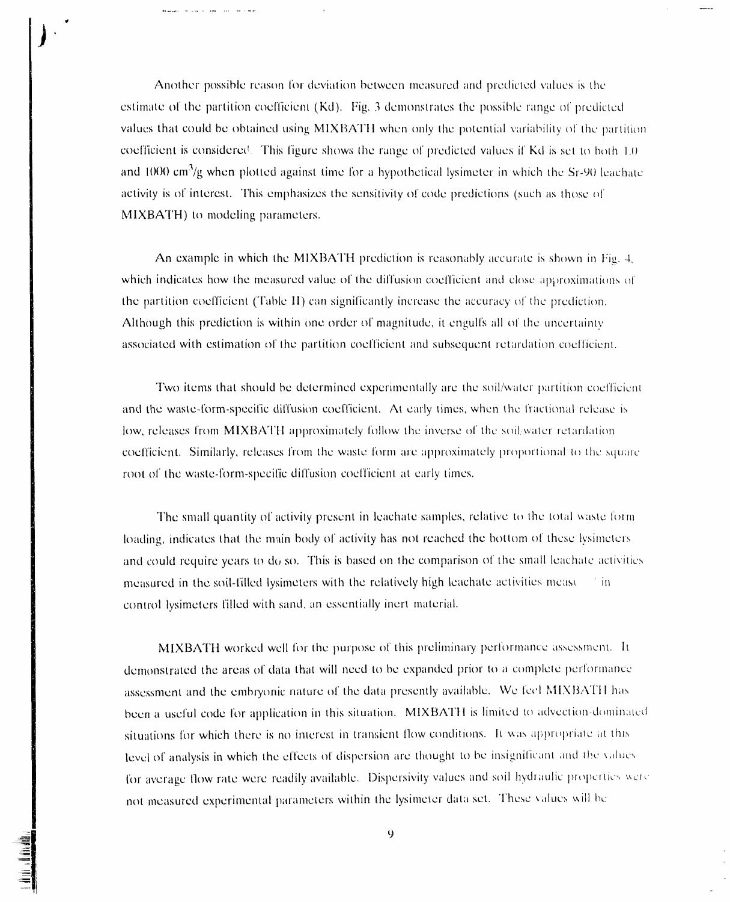Another possible reason for deviation between measured and predicted values is the estimate of the partition coefficient (Kd). Fig. 3 demonstrates the possible range of predicted values that could be obtained using MIXBATH when only the potential variability of the partition coefficient is considered. This figure shows the range of predicted values if Kd is set to both 1.0 and 1000 $cm^3/g$ when plotted against time for a hypothetical lysimeter in which the Sr-90 leachate activity is of interest. This emphasizes the sensitivity of code predictions (such as those of MIXBATH) to modeling parameters.

An example in which the MIXBATH prediction is reasonably accurate is shown in Fig. 4, which indicates how the measured value of the diffusion coefficient and close approximations of the partition coefficient (Table II) can significantly increase the accuracy of the prediction. Although this prediction is within one order of magnitude, it engulfs all of the uncertainty associated with estimation of the partition coefficient and subsequent retardation coefficient.

Two items that should be determined experimentally are the soil/water partition coefficient and the waste-form-specific diffusion coefficient. At early times, when the fractional release is low, releases from MIXBATH approximately follow the inverse of the soil/water retardation coefficient. Similarly, releases from the waste form are approximately proportional to the square root of the waste-form-specific diffusion coefficient at early times.

The small quantity of activity present in leachate samples, relative to the total waste form loading, indicates that the main body of activity has not reached the bottom of these lysimeters and could require years to do so. This is based on the comparison of the small leachate activities measured in the soil-filled lysimeters with the relatively high leachate activities measured in control lysimeters filled with sand, an essentially inert material.

MIXBATH worked well for the purpose of this preliminary performance assessment. It demonstrated the areas of data that will need to be expanded prior to a complete performance assessment and the embryonic nature of the data presently available. We feel MIXBATH has been a useful code for application in this situation. MIXBATH is limited to advection-dominated situations for which there is no interest in transient flow conditions. It was appropriate at this level of analysis in which the effects of dispersion are thought to be insignificant and the values for average flow rate were readily available. Dispersivity values and soil hydraulic properties were not measured experimental parameters within the lysimeter data set. These values will be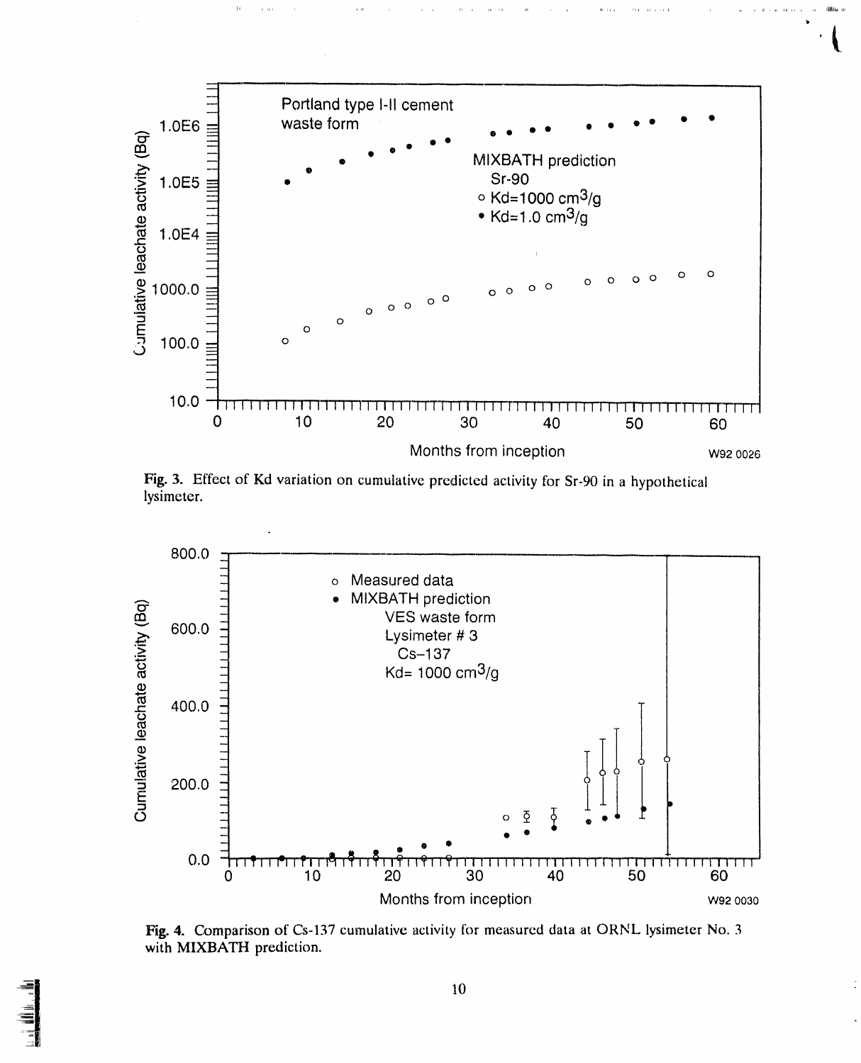Fig. 3. Effect of Kd variation on cumulative predicted activity for Sr-90 in a hypothetical lysimeter.

Fig. 4. Comparison of Cs-137 cumulative activity for measured data at ORNL lysimeter No. 3 with MIXBATH prediction.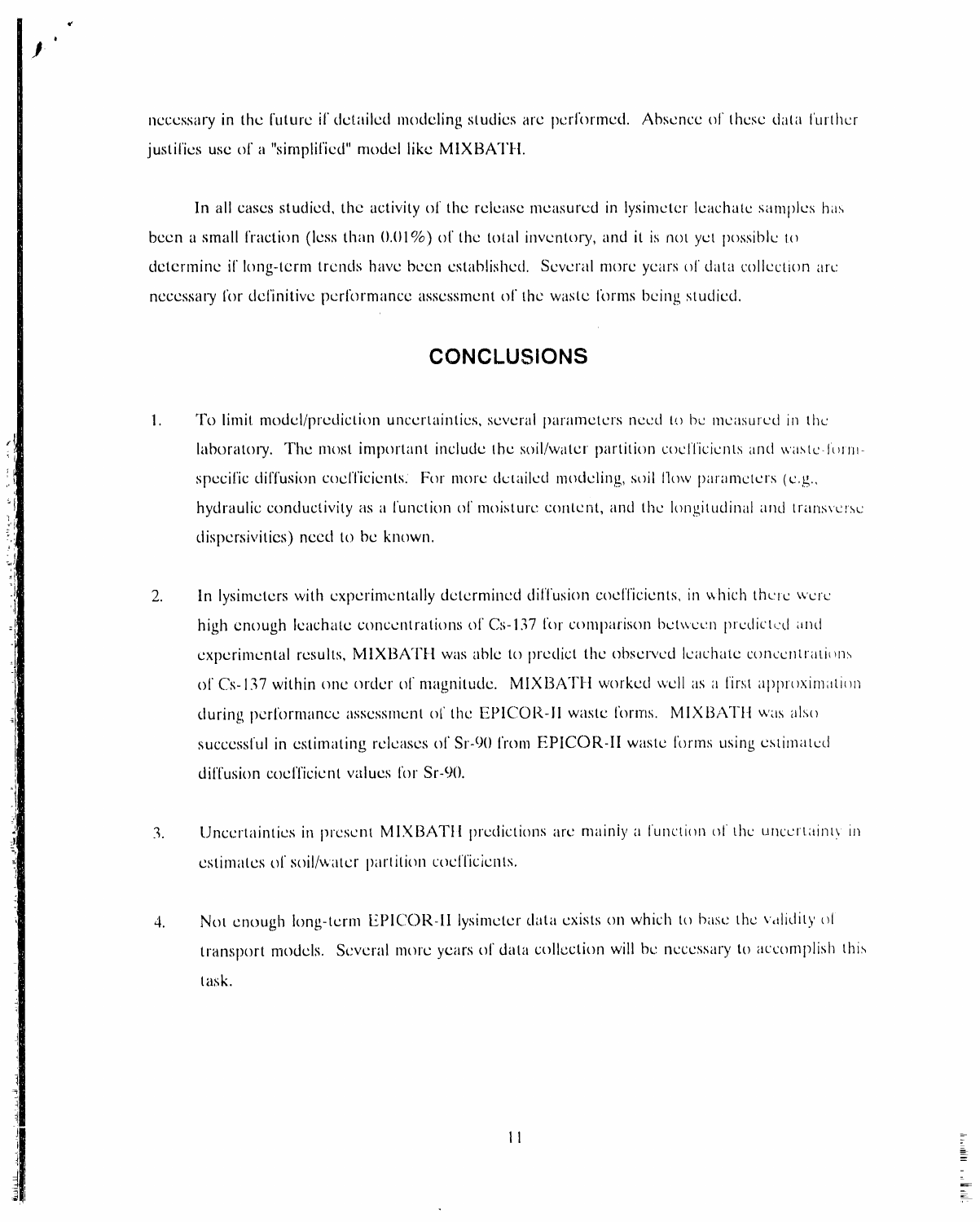necessary in the future if detailed modeling studies are performed. Absence of these data further justifies use of a "simplified" model like MIXBATH.

In all cases studied, the activity of the release measured in lysimeter leachate samples has been a small fraction (less than 0.01%) of the total inventory, and it is not yet possible to determine if long-term trends have been established. Several more years of data collection are necessary for definitive performance assessment of the waste forms being studied.

## CONCLUSIONS

1. To limit model/prediction uncertainties, several parameters need to be measured in the laboratory. The most important include the soil/water partition coefficients and waste-form-specific diffusion coefficients. For more detailed modeling, soil flow parameters (e.g., hydraulic conductivity as a function of moisture content, and the longitudinal and transverse dispersivities) need to be known.

2. In lysimeters with experimentally determined diffusion coefficients, in which there were high enough leachate concentrations of Cs-137 for comparison between predicted and experimental results, MIXBATH was able to predict the observed leachate concentrations of Cs-137 within one order of magnitude. MIXBATH worked well as a first approximation during performance assessment of the EPICOR-II waste forms. MIXBATH was also successful in estimating releases of Sr-90 from EPICOR-II waste forms using estimated diffusion coefficient values for Sr-90.

3. Uncertainties in present MIXBATH predictions are mainly a function of the uncertainty in estimates of soil/water partition coefficients.

4. Not enough long-term EPICOR-II lysimeter data exists on which to base the validity of transport models. Several more years of data collection will be necessary to accomplish this task.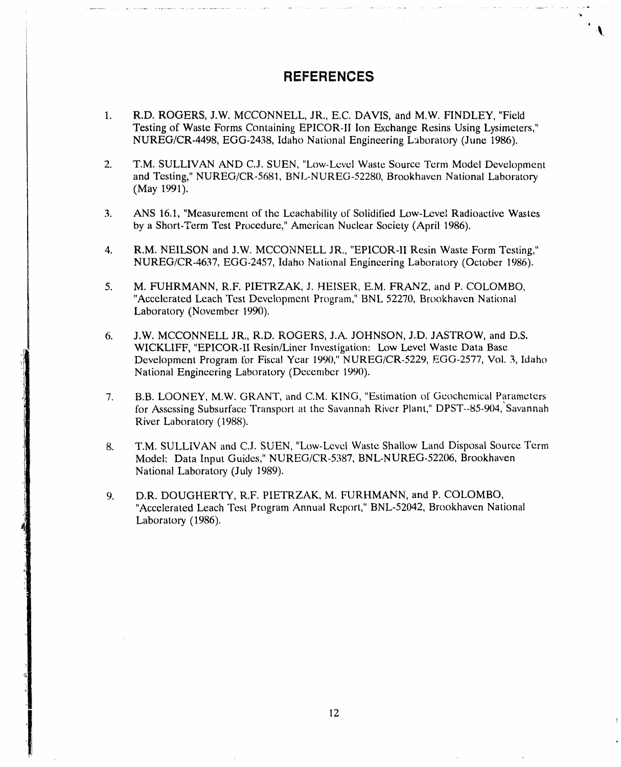# REFERENCES

1. R.D. ROGERS, J.W. MCCONNELL, JR., E.C. DAVIS, and M.W. FINDLEY, "Field Testing of Waste Forms Containing EPICOR-II Ion Exchange Resins Using Lysimeters," NUREG/CR-4498, EGG-2438, Idaho National Engineering Laboratory (June 1986).

2. T.M. SULLIVAN AND C.J. SUEN, "Low-Level Waste Source Term Model Development and Testing," NUREG/CR-5681, BNL-NUREG-52280, Brookhaven National Laboratory (May 1991).

3. ANS 16.1, "Measurement of the Leachability of Solidified Low-Level Radioactive Wastes by a Short-Term Test Procedure," American Nuclear Society (April 1986).

4. R.M. NEILSON and J.W. MCCONNELL JR., "EPICOR-II Resin Waste Form Testing," NUREG/CR-4637, EGG-2457, Idaho National Engineering Laboratory (October 1986).

5. M. FUHRMANN, R.F. PIETRZAK, J. HEISER, E.M. FRANZ, and P. COLOMBO, "Accelerated Leach Test Development Program," BNL 52270, Brookhaven National Laboratory (November 1990).

6. J.W. MCCONNELL JR., R.D. ROGERS, J.A. JOHNSON, J.D. JASTROW, and D.S. WICKLIFF, "EPICOR-II Resin/Liner Investigation: Low Level Waste Data Base Development Program for Fiscal Year 1990," NUREG/CR-5229, EGG-2577, Vol. 3, Idaho National Engineering Laboratory (December 1990).

7. B.B. LOONEY, M.W. GRANT, and C.M. KING, "Estimation of Geochemical Parameters for Assessing Subsurface Transport at the Savannah River Plant," DPST--85-904, Savannah River Laboratory (1988).

8. T.M. SULLIVAN and C.J. SUEN, "Low-Level Waste Shallow Land Disposal Source Term Model: Data Input Guides," NUREG/CR-5387, BNL-NUREG-52206, Brookhaven National Laboratory (July 1989).

9. D.R. DOUGHERTY, R.F. PIETRZAK, M. FURHMANN, and P. COLOMBO, "Accelerated Leach Test Program Annual Report," BNL-52042, Brookhaven National Laboratory (1986).